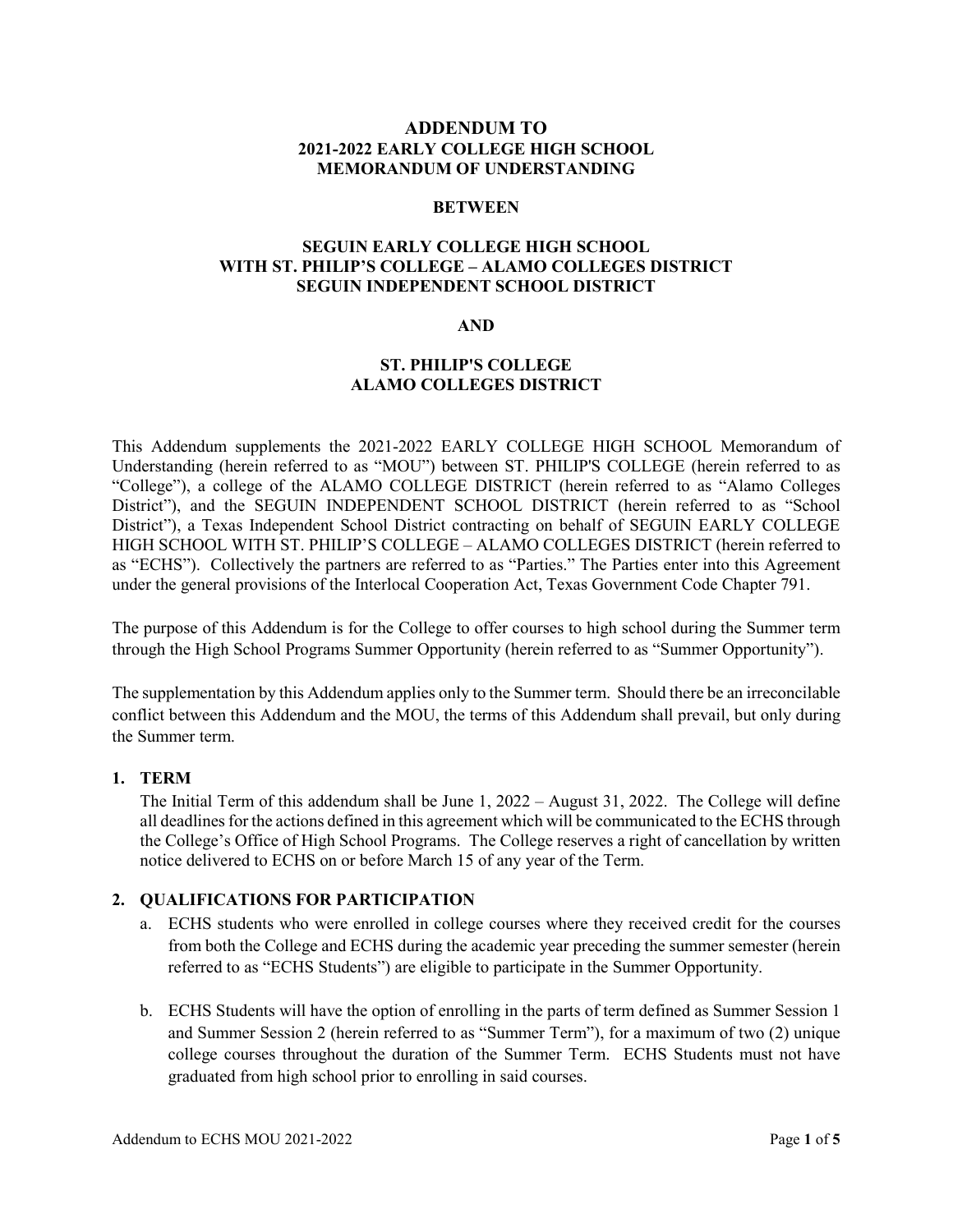# ADDENDUM TO 2021-2022 EARLY COLLEGE HIGH SCHOOL MEMORANDUM OF UNDERSTANDING

**BETWEEN**

**SEGUIN EARLY COLLEGE HIGH SCHOOL WITH ST. PHILIP'S COLLEGE – ALAMO COLLEGES DISTRICT SEGUIN INDEPENDENT SCHOOL DISTRICT**

**AND**

**ST. PHILIP'S COLLEGE ALAMO COLLEGES DISTRICT**

This Addendum supplements the 2021-2022 EARLY COLLEGE HIGH SCHOOL Memorandum of Understanding (herein referred to as "MOU") between ST. PHILIP'S COLLEGE (herein referred to as "College"), a college of the ALAMO COLLEGE DISTRICT (herein referred to as "Alamo Colleges District"), and the SEGUIN INDEPENDENT SCHOOL DISTRICT (herein referred to as "School District"), a Texas Independent School District contracting on behalf of SEGUIN EARLY COLLEGE HIGH SCHOOL WITH ST. PHILIP'S COLLEGE – ALAMO COLLEGES DISTRICT (herein referred to as "ECHS"). Collectively the partners are referred to as "Parties." The Parties enter into this Agreement under the general provisions of the Interlocal Cooperation Act, Texas Government Code Chapter 791.

The purpose of this Addendum is for the College to offer courses to high school during the Summer term through the High School Programs Summer Opportunity (herein referred to as "Summer Opportunity").

The supplementation by this Addendum applies only to the Summer term. Should there be an irreconcilable conflict between this Addendum and the MOU, the terms of this Addendum shall prevail, but only during the Summer term.

## 1. TERM

The Initial Term of this addendum shall be June 1, 2022 – August 31, 2022. The College will define all deadlines for the actions defined in this agreement which will be communicated to the ECHS through the College's Office of High School Programs. The College reserves a right of cancellation by written notice delivered to ECHS on or before March 15 of any year of the Term.

## 2. QUALIFICATIONS FOR PARTICIPATION

a. ECHS students who were enrolled in college courses where they received credit for the courses from both the College and ECHS during the academic year preceding the summer semester (herein referred to as "ECHS Students") are eligible to participate in the Summer Opportunity.

b. ECHS Students will have the option of enrolling in the parts of term defined as Summer Session 1 and Summer Session 2 (herein referred to as "Summer Term"), for a maximum of two (2) unique college courses throughout the duration of the Summer Term. ECHS Students must not have graduated from high school prior to enrolling in said courses.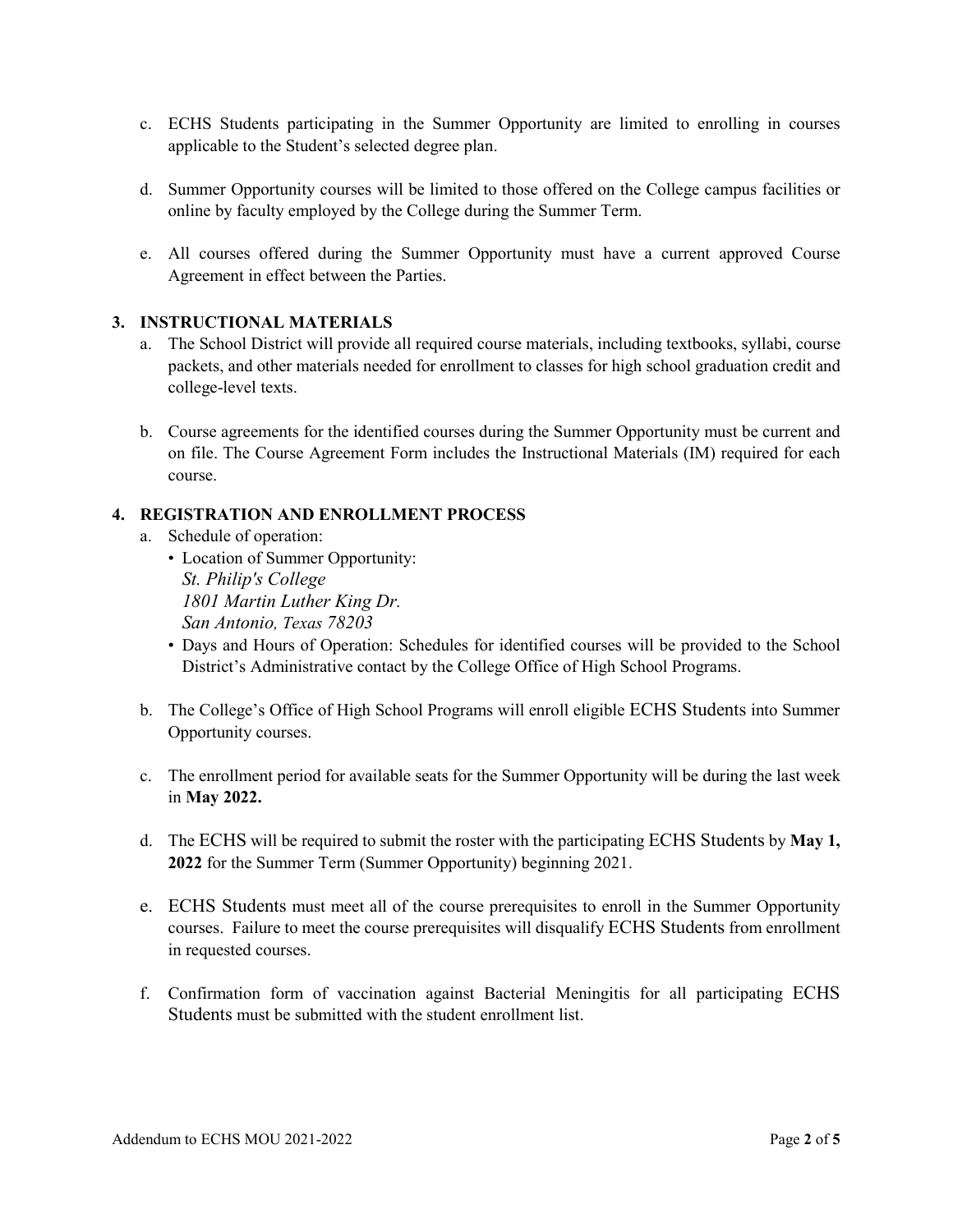c. ECHS Students participating in the Summer Opportunity are limited to enrolling in courses applicable to the Student's selected degree plan.

d. Summer Opportunity courses will be limited to those offered on the College campus facilities or online by faculty employed by the College during the Summer Term.

e. All courses offered during the Summer Opportunity must have a current approved Course Agreement in effect between the Parties.

## 3. INSTRUCTIONAL MATERIALS

a. The School District will provide all required course materials, including textbooks, syllabi, course packets, and other materials needed for enrollment to classes for high school graduation credit and college-level texts.

b. Course agreements for the identified courses during the Summer Opportunity must be current and on file. The Course Agreement Form includes the Instructional Materials (IM) required for each course.

## 4. REGISTRATION AND ENROLLMENT PROCESS

a. Schedule of operation:
- Location of Summer Opportunity:
  *St. Philip's College*
  *1801 Martin Luther King Dr.*
  *San Antonio, Texas 78203*
- Days and Hours of Operation: Schedules for identified courses will be provided to the School District's Administrative contact by the College Office of High School Programs.

b. The College's Office of High School Programs will enroll eligible ECHS Students into Summer Opportunity courses.

c. The enrollment period for available seats for the Summer Opportunity will be during the last week in **May 2022.**

d. The ECHS will be required to submit the roster with the participating ECHS Students by **May 1, 2022** for the Summer Term (Summer Opportunity) beginning 2021.

e. ECHS Students must meet all of the course prerequisites to enroll in the Summer Opportunity courses. Failure to meet the course prerequisites will disqualify ECHS Students from enrollment in requested courses.

f. Confirmation form of vaccination against Bacterial Meningitis for all participating ECHS Students must be submitted with the student enrollment list.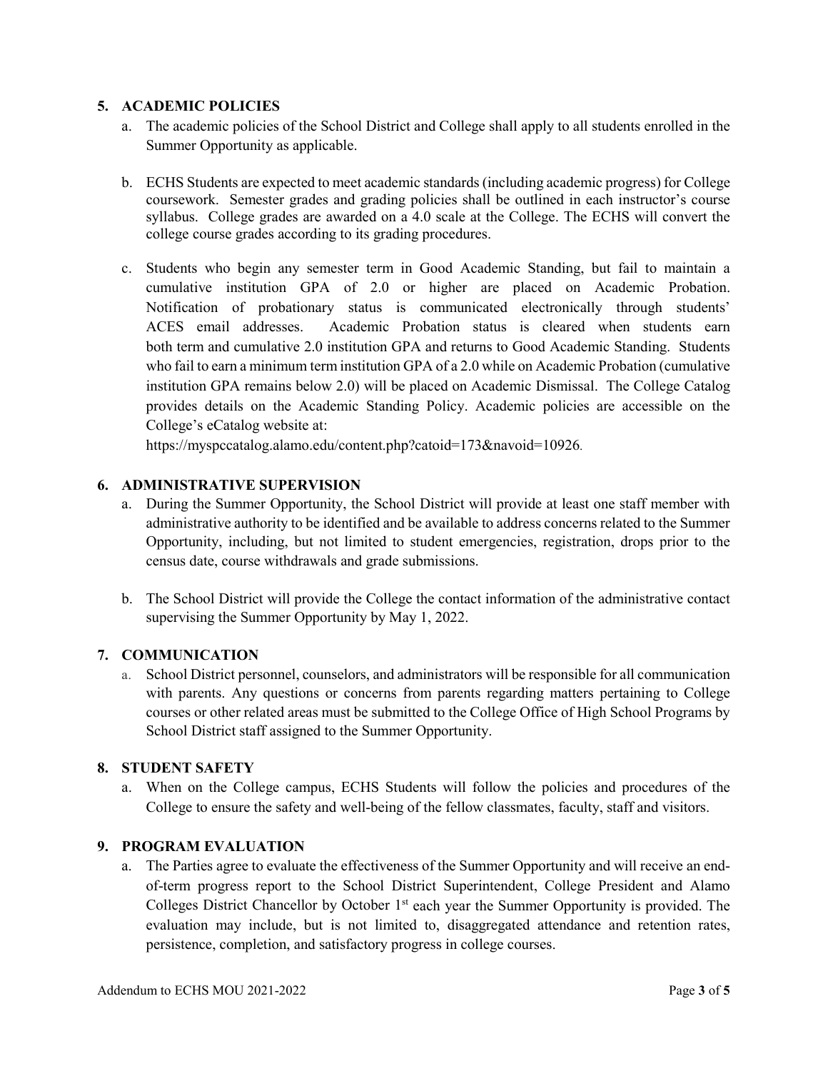## 5. ACADEMIC POLICIES

a. The academic policies of the School District and College shall apply to all students enrolled in the Summer Opportunity as applicable.

b. ECHS Students are expected to meet academic standards (including academic progress) for College coursework. Semester grades and grading policies shall be outlined in each instructor's course syllabus. College grades are awarded on a 4.0 scale at the College. The ECHS will convert the college course grades according to its grading procedures.

c. Students who begin any semester term in Good Academic Standing, but fail to maintain a cumulative institution GPA of 2.0 or higher are placed on Academic Probation. Notification of probationary status is communicated electronically through students' ACES email addresses. Academic Probation status is cleared when students earn both term and cumulative 2.0 institution GPA and returns to Good Academic Standing. Students who fail to earn a minimum term institution GPA of a 2.0 while on Academic Probation (cumulative institution GPA remains below 2.0) will be placed on Academic Dismissal. The College Catalog provides details on the Academic Standing Policy. Academic policies are accessible on the College's eCatalog website at:
https://myspccatalog.alamo.edu/content.php?catoid=173&navoid=10926.

## 6. ADMINISTRATIVE SUPERVISION

a. During the Summer Opportunity, the School District will provide at least one staff member with administrative authority to be identified and be available to address concerns related to the Summer Opportunity, including, but not limited to student emergencies, registration, drops prior to the census date, course withdrawals and grade submissions.

b. The School District will provide the College the contact information of the administrative contact supervising the Summer Opportunity by May 1, 2022.

## 7. COMMUNICATION

a. School District personnel, counselors, and administrators will be responsible for all communication with parents. Any questions or concerns from parents regarding matters pertaining to College courses or other related areas must be submitted to the College Office of High School Programs by School District staff assigned to the Summer Opportunity.

## 8. STUDENT SAFETY

a. When on the College campus, ECHS Students will follow the policies and procedures of the College to ensure the safety and well-being of the fellow classmates, faculty, staff and visitors.

## 9. PROGRAM EVALUATION

a. The Parties agree to evaluate the effectiveness of the Summer Opportunity and will receive an end-of-term progress report to the School District Superintendent, College President and Alamo Colleges District Chancellor by October 1st each year the Summer Opportunity is provided. The evaluation may include, but is not limited to, disaggregated attendance and retention rates, persistence, completion, and satisfactory progress in college courses.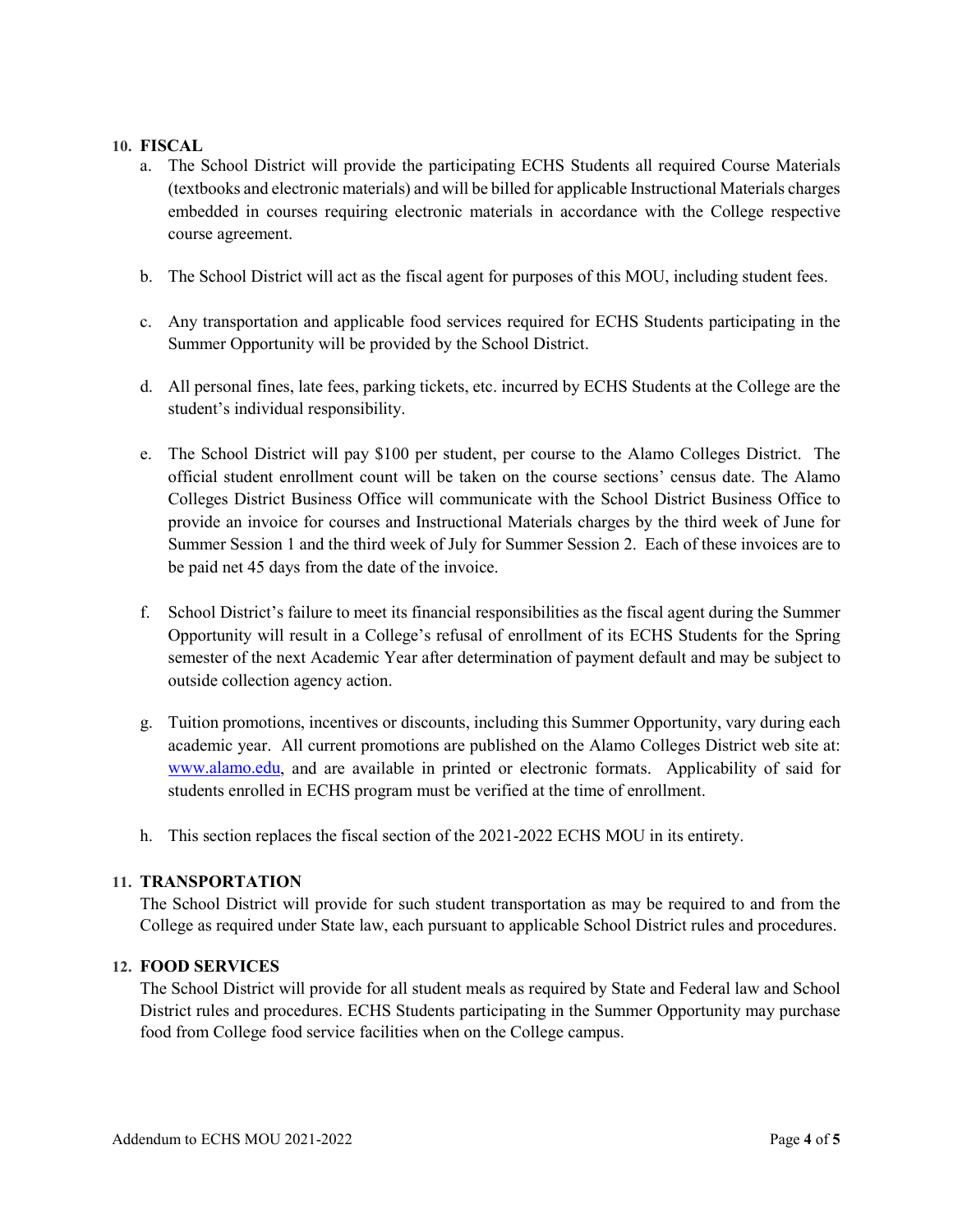## 10. FISCAL

a. The School District will provide the participating ECHS Students all required Course Materials (textbooks and electronic materials) and will be billed for applicable Instructional Materials charges embedded in courses requiring electronic materials in accordance with the College respective course agreement.

b. The School District will act as the fiscal agent for purposes of this MOU, including student fees.

c. Any transportation and applicable food services required for ECHS Students participating in the Summer Opportunity will be provided by the School District.

d. All personal fines, late fees, parking tickets, etc. incurred by ECHS Students at the College are the student's individual responsibility.

e. The School District will pay $100 per student, per course to the Alamo Colleges District. The official student enrollment count will be taken on the course sections' census date. The Alamo Colleges District Business Office will communicate with the School District Business Office to provide an invoice for courses and Instructional Materials charges by the third week of June for Summer Session 1 and the third week of July for Summer Session 2. Each of these invoices are to be paid net 45 days from the date of the invoice.

f. School District's failure to meet its financial responsibilities as the fiscal agent during the Summer Opportunity will result in a College's refusal of enrollment of its ECHS Students for the Spring semester of the next Academic Year after determination of payment default and may be subject to outside collection agency action.

g. Tuition promotions, incentives or discounts, including this Summer Opportunity, vary during each academic year. All current promotions are published on the Alamo Colleges District web site at: [www.alamo.edu](http://www.alamo.edu), and are available in printed or electronic formats. Applicability of said for students enrolled in ECHS program must be verified at the time of enrollment.

h. This section replaces the fiscal section of the 2021-2022 ECHS MOU in its entirety.

## 11. TRANSPORTATION

The School District will provide for such student transportation as may be required to and from the College as required under State law, each pursuant to applicable School District rules and procedures.

## 12. FOOD SERVICES

The School District will provide for all student meals as required by State and Federal law and School District rules and procedures. ECHS Students participating in the Summer Opportunity may purchase food from College food service facilities when on the College campus.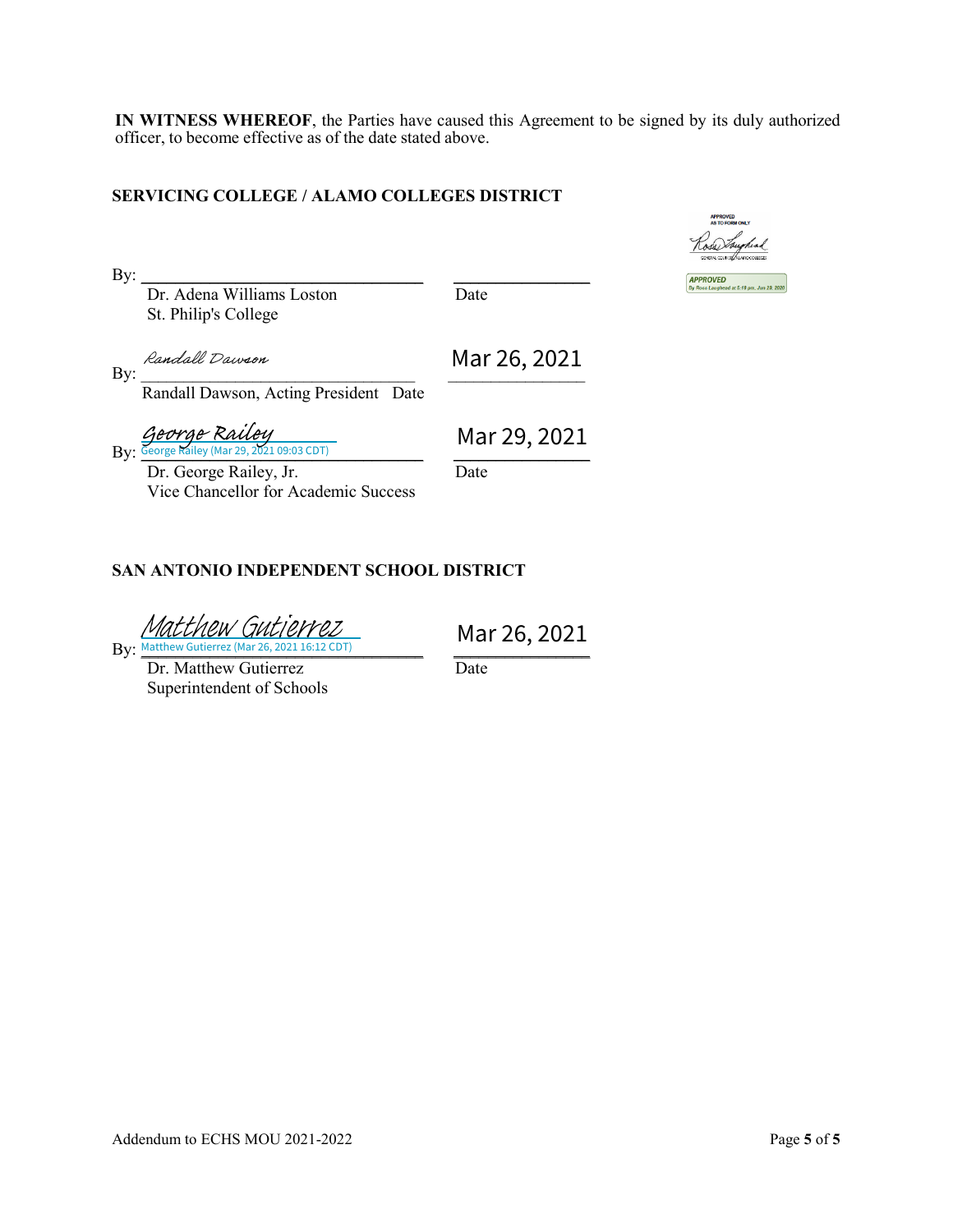**IN WITNESS WHEREOF**, the Parties have caused this Agreement to be signed by its duly authorized officer, to become effective as of the date stated above.

**SERVICING COLLEGE / ALAMO COLLEGES DISTRICT**

APPROVED AS TO FORM ONLY

Rosa Loughead

GENERAL COUNSEL, ALAMO COLLEGES

APPROVED By Rosa Loughead at 5:18 pm, Jun 29, 2020

By: ______________________________ ______________
Dr. Adena Williams Loston Date
St. Philip's College

By: Randall Dawson Mar 26, 2021
Randall Dawson, Acting President Date

By: George Railey
George Railey (Mar 29, 2021 09:03 CDT) Mar 29, 2021
Dr. George Railey, Jr. Date
Vice Chancellor for Academic Success

**SAN ANTONIO INDEPENDENT SCHOOL DISTRICT**

By: Matthew Gutierrez
Matthew Gutierrez (Mar 26, 2021 16:12 CDT) Mar 26, 2021
Dr. Matthew Gutierrez Date
Superintendent of Schools

Addendum to ECHS MOU 2021-2022